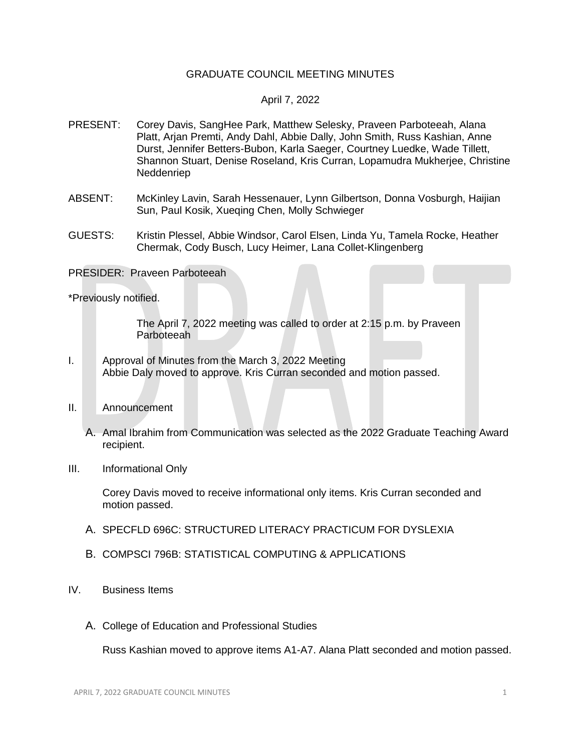# GRADUATE COUNCIL MEETING MINUTES

April 7, 2022

PRESENT: Corey Davis, SangHee Park, Matthew Selesky, Praveen Parboteeah, Alana Platt, Arjan Premti, Andy Dahl, Abbie Dally, John Smith, Russ Kashian, Anne Durst, Jennifer Betters-Bubon, Karla Saeger, Courtney Luedke, Wade Tillett, Shannon Stuart, Denise Roseland, Kris Curran, Lopamudra Mukherjee, Christine Neddenriep

ABSENT: McKinley Lavin, Sarah Hessenauer, Lynn Gilbertson, Donna Vosburgh, Haijian Sun, Paul Kosik, Xueqing Chen, Molly Schwieger

GUESTS: Kristin Plessel, Abbie Windsor, Carol Elsen, Linda Yu, Tamela Rocke, Heather Chermak, Cody Busch, Lucy Heimer, Lana Collet-Klingenberg

PRESIDER: Praveen Parboteeah

*Previously notified.

The April 7, 2022 meeting was called to order at 2:15 p.m. by Praveen Parboteeah

I. Approval of Minutes from the March 3, 2022 Meeting
Abbie Daly moved to approve. Kris Curran seconded and motion passed.

II. Announcement

A. Amal Ibrahim from Communication was selected as the 2022 Graduate Teaching Award recipient.

III. Informational Only

Corey Davis moved to receive informational only items. Kris Curran seconded and motion passed.

A. SPECFLD 696C: STRUCTURED LITERACY PRACTICUM FOR DYSLEXIA

B. COMPSCI 796B: STATISTICAL COMPUTING & APPLICATIONS

IV. Business Items

A. College of Education and Professional Studies

Russ Kashian moved to approve items A1-A7. Alana Platt seconded and motion passed.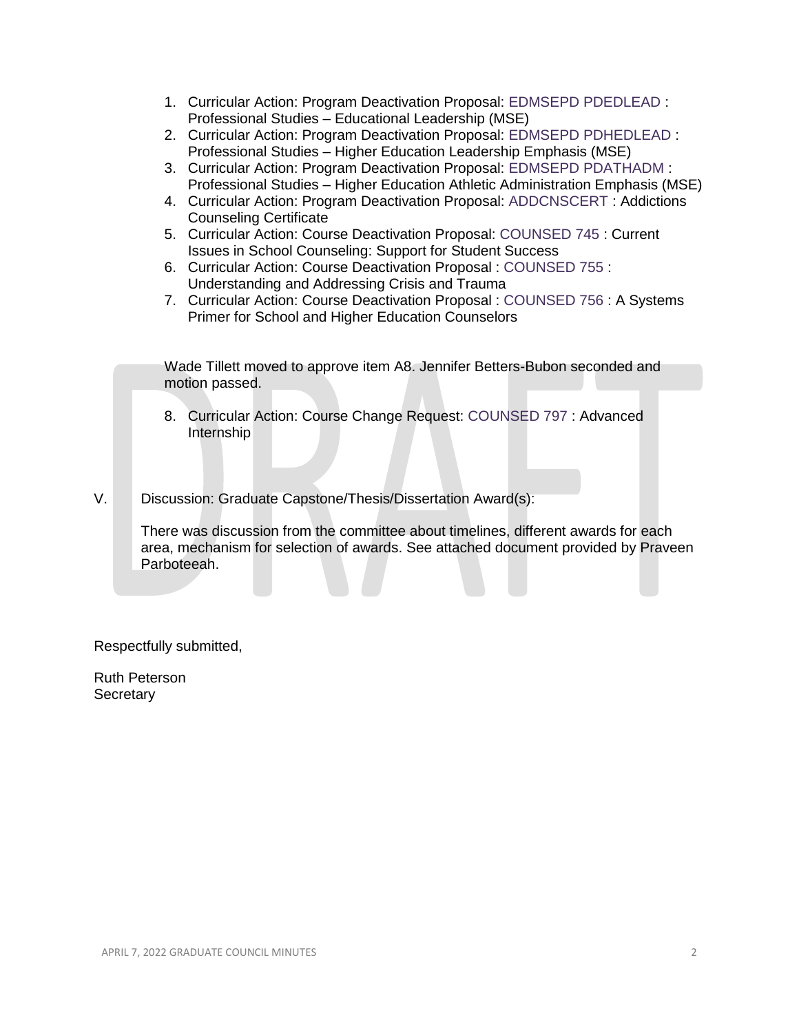1. Curricular Action: Program Deactivation Proposal: EDMSEPD PDEDLEAD : Professional Studies – Educational Leadership (MSE)
2. Curricular Action: Program Deactivation Proposal: EDMSEPD PDHEDLEAD : Professional Studies – Higher Education Leadership Emphasis (MSE)
3. Curricular Action: Program Deactivation Proposal: EDMSEPD PDATHADM : Professional Studies – Higher Education Athletic Administration Emphasis (MSE)
4. Curricular Action: Program Deactivation Proposal: ADDCNSCERT : Addictions Counseling Certificate
5. Curricular Action: Course Deactivation Proposal: COUNSED 745 : Current Issues in School Counseling: Support for Student Success
6. Curricular Action: Course Deactivation Proposal : COUNSED 755 : Understanding and Addressing Crisis and Trauma
7. Curricular Action: Course Deactivation Proposal : COUNSED 756 : A Systems Primer for School and Higher Education Counselors

Wade Tillett moved to approve item A8. Jennifer Betters-Bubon seconded and motion passed.

8. Curricular Action: Course Change Request: COUNSED 797 : Advanced Internship

V. Discussion: Graduate Capstone/Thesis/Dissertation Award(s):

There was discussion from the committee about timelines, different awards for each area, mechanism for selection of awards. See attached document provided by Praveen Parboteeah.

Respectfully submitted,

Ruth Peterson
Secretary